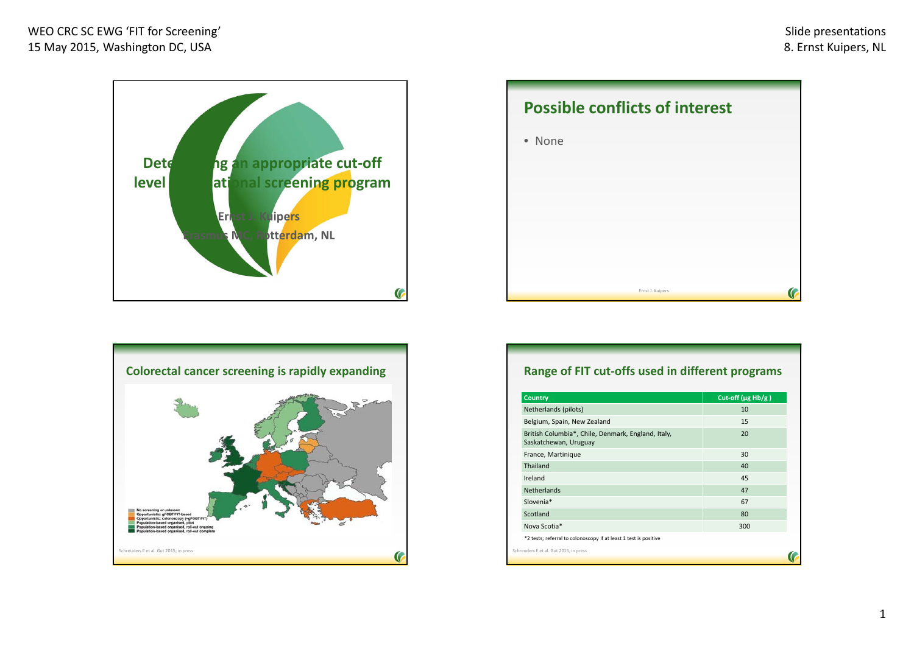## Determining an appropriate cut-off level for a national screening program

**Ernst J. Kuipers**
**Erasmus MC, Rotterdam, NL**

## Possible conflicts of interest

- None

Ernst J. Kuipers

## Colorectal cancer screening is rapidly expanding

- No screening or unknown
- Opportunistic: gFOBT/FIT-based
- Opportunistic: colonoscopy (+gFOBT/FIT)
- Population-based organised, pilot
- Population-based organised, roll-out ongoing
- Population-based organised, roll-out complete

Schreuders E et al. Gut 2015; in press

## Range of FIT cut-offs used in different programs

| Country | Cut-off (µg Hb/g ) |
|---|---|
| Netherlands (pilots) | 10 |
| Belgium, Spain, New Zealand | 15 |
| British Columbia*, Chile, Denmark, England, Italy, Saskatchewan, Uruguay | 20 |
| France, Martinique | 30 |
| Thailand | 40 |
| Ireland | 45 |
| Netherlands | 47 |
| Slovenia* | 67 |
| Scotland | 80 |
| Nova Scotia* | 300 |

*2 tests; referral to colonoscopy if at least 1 test is positive

Schreuders E et al. Gut 2015; in press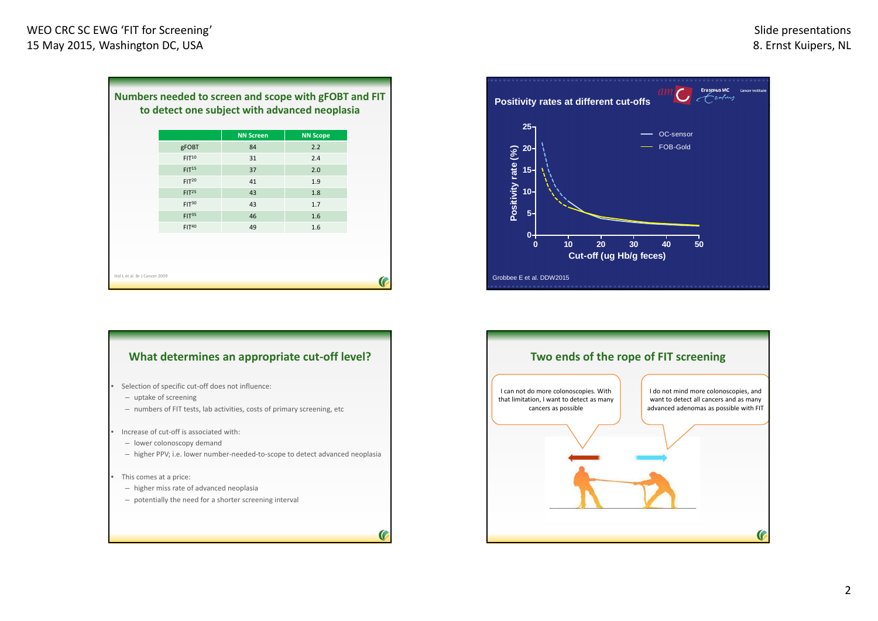## Numbers needed to screen and scope with gFOBT and FIT to detect one subject with advanced neoplasia

| | NN Screen | NN Scope |
|---|---|---|
| gFOBT | 84 | 2.2 |
| $FIT^{10}$ | 31 | 2.4 |
| $FIT^{15}$ | 37 | 2.0 |
| $FIT^{20}$ | 41 | 1.9 |
| $FIT^{25}$ | 43 | 1.8 |
| $FIT^{30}$ | 43 | 1.7 |
| $FIT^{35}$ | 46 | 1.6 |
| $FIT^{40}$ | 49 | 1.6 |

Hol L et al. Br J Cancer 2009

## Positivity rates at different cut-offs

Positivity rate (%) vs. Cut-off (ug Hb/g feces); OC-sensor, FOB-Gold

Grobbee E et al. DDW2015

## What determines an appropriate cut-off level?

- Selection of specific cut-off does not influence:
  - uptake of screening
  - numbers of FIT tests, lab activities, costs of primary screening, etc
- Increase of cut-off is associated with:
  - lower colonoscopy demand
  - higher PPV; i.e. lower number-needed-to-scope to detect advanced neoplasia
- This comes at a price:
  - higher miss rate of advanced neoplasia
  - potentially the need for a shorter screening interval

## Two ends of the rope of FIT screening

I can not do more colonoscopies. With that limitation, I want to detect as many cancers as possible

I do not mind more colonoscopies, and want to detect all cancers and as many advanced adenomas as possible with FIT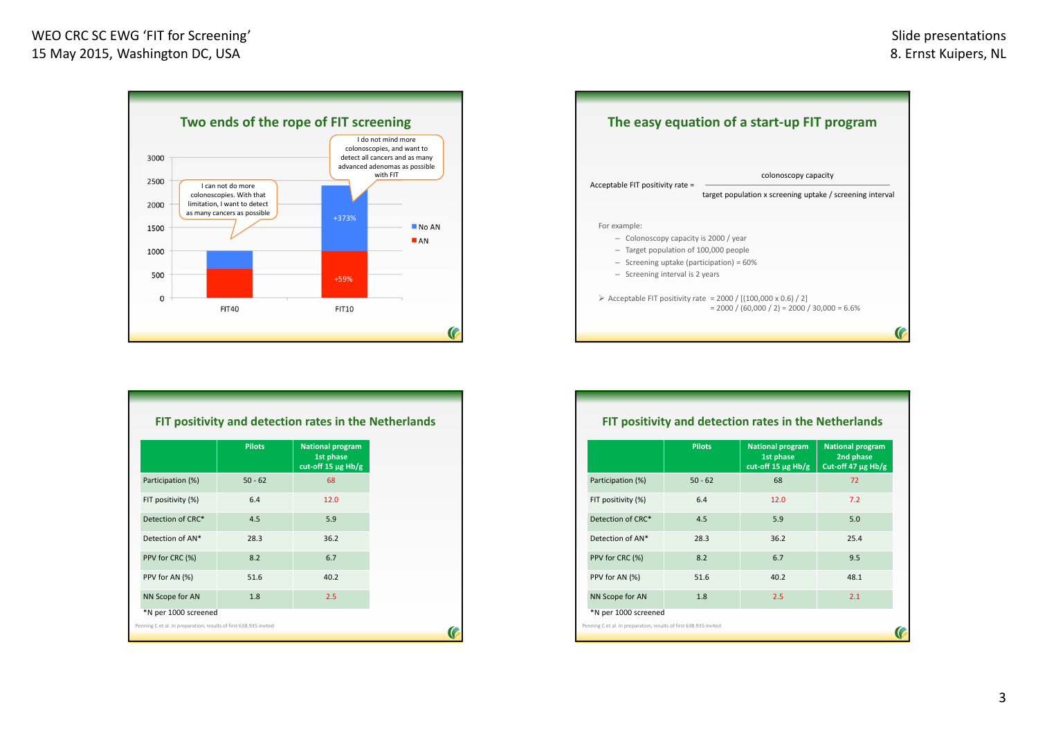## Two ends of the rope of FIT screening

Chart values (stacked bars):

| | AN | No AN |
|---|---|---|
| FIT40 | ~620 | ~1000 total |
| FIT10 | +59% | +373% (~2400 total) |

"I can not do more colonoscopies. With that limitation, I want to detect as many cancers as possible" (FIT40)

"I do not mind more colonoscopies, and want to detect all cancers and as many advanced adenomas as possible with FIT" (FIT10)

## The easy equation of a start-up FIT program

$$\text{Acceptable FIT positivity rate} = \frac{\text{colonoscopy capacity}}{\text{target population x screening uptake / screening interval}}$$

For example:

- Colonoscopy capacity is 2000 / year
- Target population of 100,000 people
- Screening uptake (participation) = 60%
- Screening interval is 2 years

➢ Acceptable FIT positivity rate = 2000 / [(100,000 x 0.6) / 2]
= 2000 / (60,000 / 2) = 2000 / 30,000 = 6.6%

## FIT positivity and detection rates in the Netherlands

| | Pilots | National program 1st phase cut-off 15 µg Hb/g |
|---|---|---|
| Participation (%) | 50 - 62 | 68 |
| FIT positivity (%) | 6.4 | 12.0 |
| Detection of CRC* | 4.5 | 5.9 |
| Detection of AN* | 28.3 | 36.2 |
| PPV for CRC (%) | 8.2 | 6.7 |
| PPV for AN (%) | 51.6 | 40.2 |
| NN Scope for AN | 1.8 | 2.5 |

*N per 1000 screened

Penning C et al. In preparation; results of first 638.935 invited

## FIT positivity and detection rates in the Netherlands

| | Pilots | National program 1st phase cut-off 15 µg Hb/g | National program 2nd phase Cut-off 47 µg Hb/g |
|---|---|---|---|
| Participation (%) | 50 - 62 | 68 | 72 |
| FIT positivity (%) | 6.4 | 12.0 | 7.2 |
| Detection of CRC* | 4.5 | 5.9 | 5.0 |
| Detection of AN* | 28.3 | 36.2 | 25.4 |
| PPV for CRC (%) | 8.2 | 6.7 | 9.5 |
| PPV for AN (%) | 51.6 | 40.2 | 48.1 |
| NN Scope for AN | 1.8 | 2.5 | 2.1 |

*N per 1000 screened

Penning C et al. In preparation; results of first 638.935 invited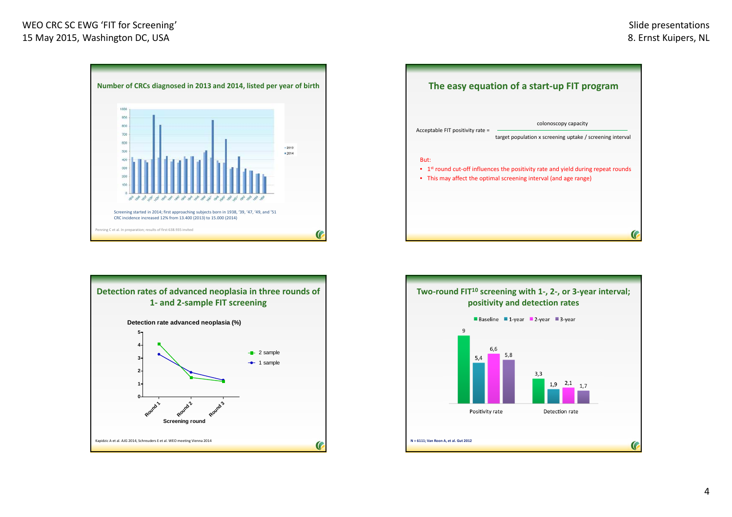## Number of CRCs diagnosed in 2013 and 2014, listed per year of birth

Screening started in 2014; first approaching subjects born in 1938, '39, '47, '49, and '51
CRC incidence increased 12% from 13.400 (2013) to 15.000 (2014)

Penning C et al. In preparation; results of first 638.935 invited

## The easy equation of a start-up FIT program

$$\text{Acceptable FIT positivity rate} = \frac{\text{colonoscopy capacity}}{\text{target population x screening uptake / screening interval}}$$

But:

- 1[st] round cut-off influences the positivity rate and yield during repeat rounds
- This may affect the optimal screening interval (and age range)

## Detection rates of advanced neoplasia in three rounds of 1- and 2-sample FIT screening

Detection rate advanced neoplasia (%)

Screening round

Kapidzic A et al. AJG 2014, Schreuders E et al. WEO meeting Vienna 2014

## Two-round FIT[10] screening with 1-, 2-, or 3-year interval; positivity and detection rates

| | Baseline | 1-year | 2-year | 3-year |
|---|---|---|---|---|
| Positivity rate | 9 | 5,4 | 6,6 | 5,8 |
| Detection rate | 3,3 | 1,9 | 2,1 | 1,7 |

N = 6111; Van Roon A, et al. Gut 2012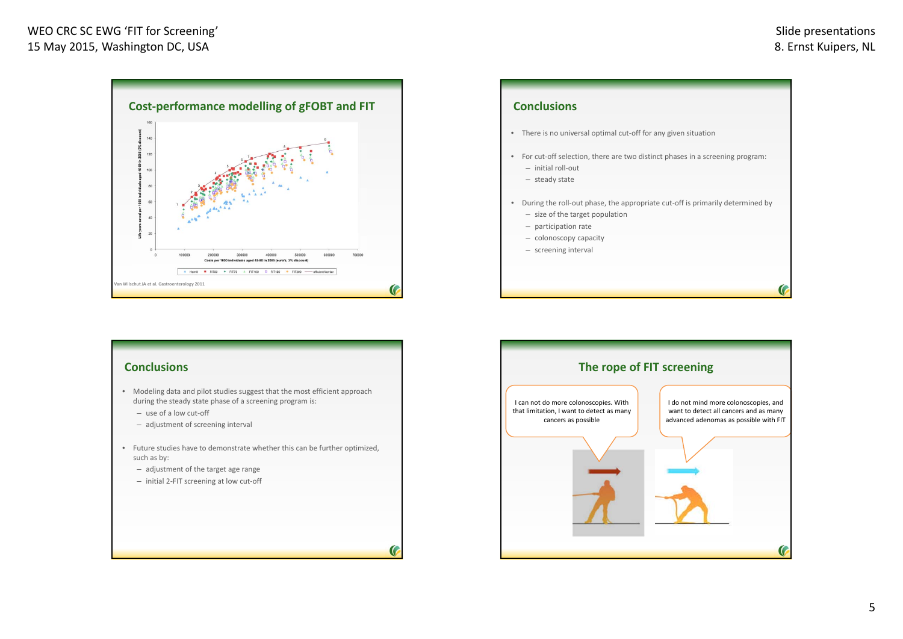## Cost-performance modelling of gFOBT and FIT

Life years saved per 1000 individuals aged 45-80 in 2005 (3% discount)

Costs per 1000 individuals aged 45-80 in 2005 (euro's, 3% discount)

Hemit · FIT50 · FIT75 · FIT100 · FIT150 · FIT200 · efficient frontier

Van Wilschut JA et al. Gastroenterology 2011

## Conclusions

- There is no universal optimal cut-off for any given situation
- For cut-off selection, there are two distinct phases in a screening program:
  - initial roll-out
  - steady state
- During the roll-out phase, the appropriate cut-off is primarily determined by
  - size of the target population
  - participation rate
  - colonoscopy capacity
  - screening interval

## Conclusions

- Modeling data and pilot studies suggest that the most efficient approach during the steady state phase of a screening program is:
  - use of a low cut-off
  - adjustment of screening interval
- Future studies have to demonstrate whether this can be further optimized, such as by:
  - adjustment of the target age range
  - initial 2-FIT screening at low cut-off

## The rope of FIT screening

I can not do more colonoscopies. With that limitation, I want to detect as many cancers as possible

I do not mind more colonoscopies, and want to detect all cancers and as many advanced adenomas as possible with FIT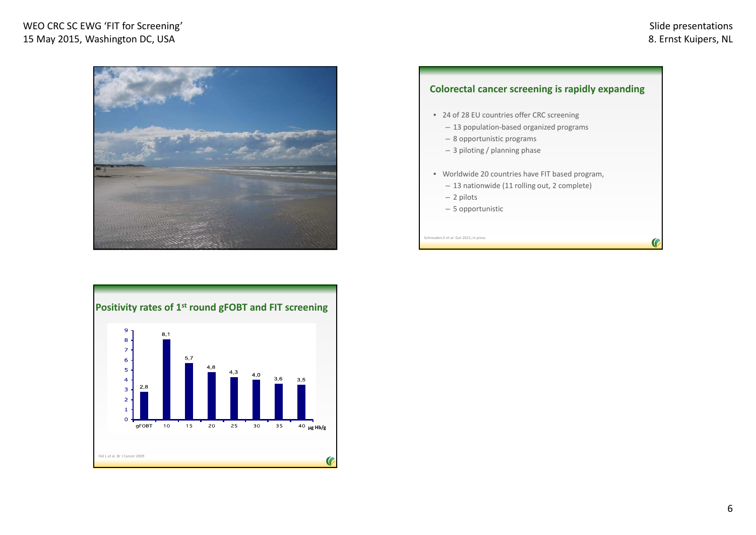## Colorectal cancer screening is rapidly expanding

- 24 of 28 EU countries offer CRC screening
  - 13 population-based organized programs
  - 8 opportunistic programs
  - 3 piloting / planning phase
- Worldwide 20 countries have FIT based program,
  - 13 nationwide (11 rolling out, 2 complete)
  - 2 pilots
  - 5 opportunistic

Schreuders E et al. Gut 2015; in press

## Positivity rates of 1st round gFOBT and FIT screening

9
8
7
6
5
4
3
2
1
0

2,8
8,1
5,7
4,8
4,3
4,0
3,6
3,5

gFOBT 10 15 20 25 30 35 40 μg Hb/g

Hol L et al. Br J Cancer 2009